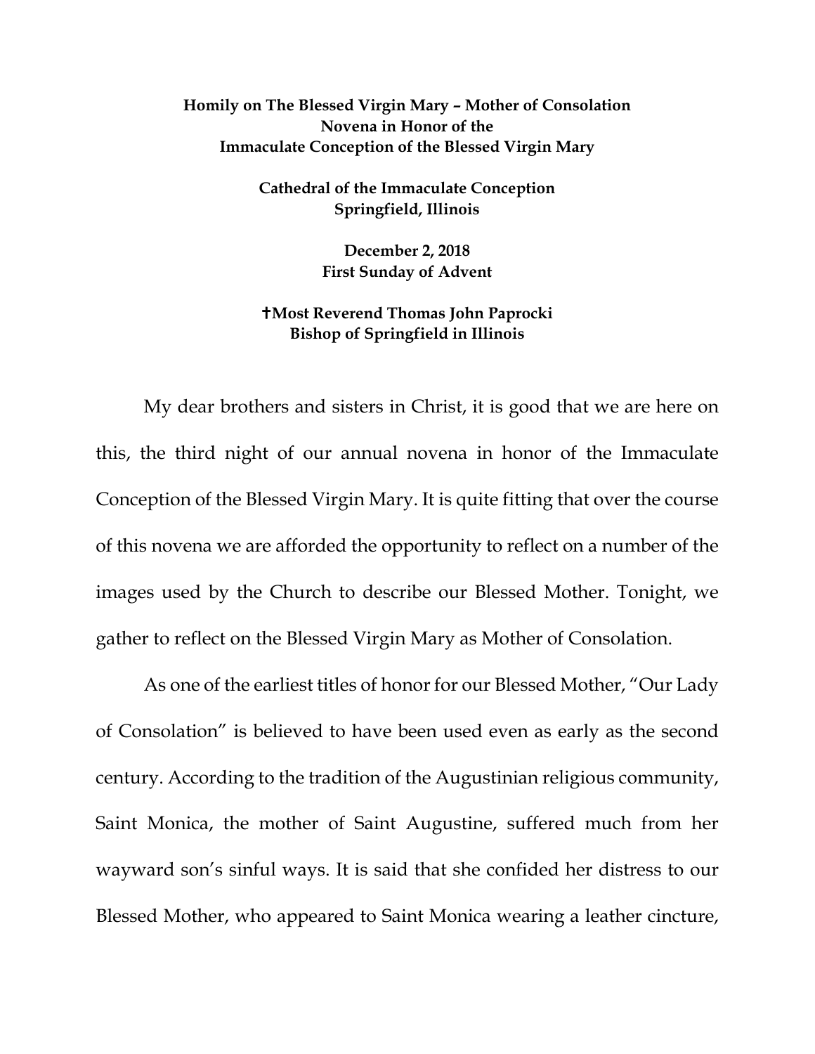**Homily on The Blessed Virgin Mary – Mother of Consolation**
**Novena in Honor of the**
**Immaculate Conception of the Blessed Virgin Mary**

**Cathedral of the Immaculate Conception**
**Springfield, Illinois**

**December 2, 2018**
**First Sunday of Advent**

**✝Most Reverend Thomas John Paprocki**
**Bishop of Springfield in Illinois**

My dear brothers and sisters in Christ, it is good that we are here on this, the third night of our annual novena in honor of the Immaculate Conception of the Blessed Virgin Mary. It is quite fitting that over the course of this novena we are afforded the opportunity to reflect on a number of the images used by the Church to describe our Blessed Mother. Tonight, we gather to reflect on the Blessed Virgin Mary as Mother of Consolation.

As one of the earliest titles of honor for our Blessed Mother, "Our Lady of Consolation" is believed to have been used even as early as the second century. According to the tradition of the Augustinian religious community, Saint Monica, the mother of Saint Augustine, suffered much from her wayward son's sinful ways. It is said that she confided her distress to our Blessed Mother, who appeared to Saint Monica wearing a leather cincture,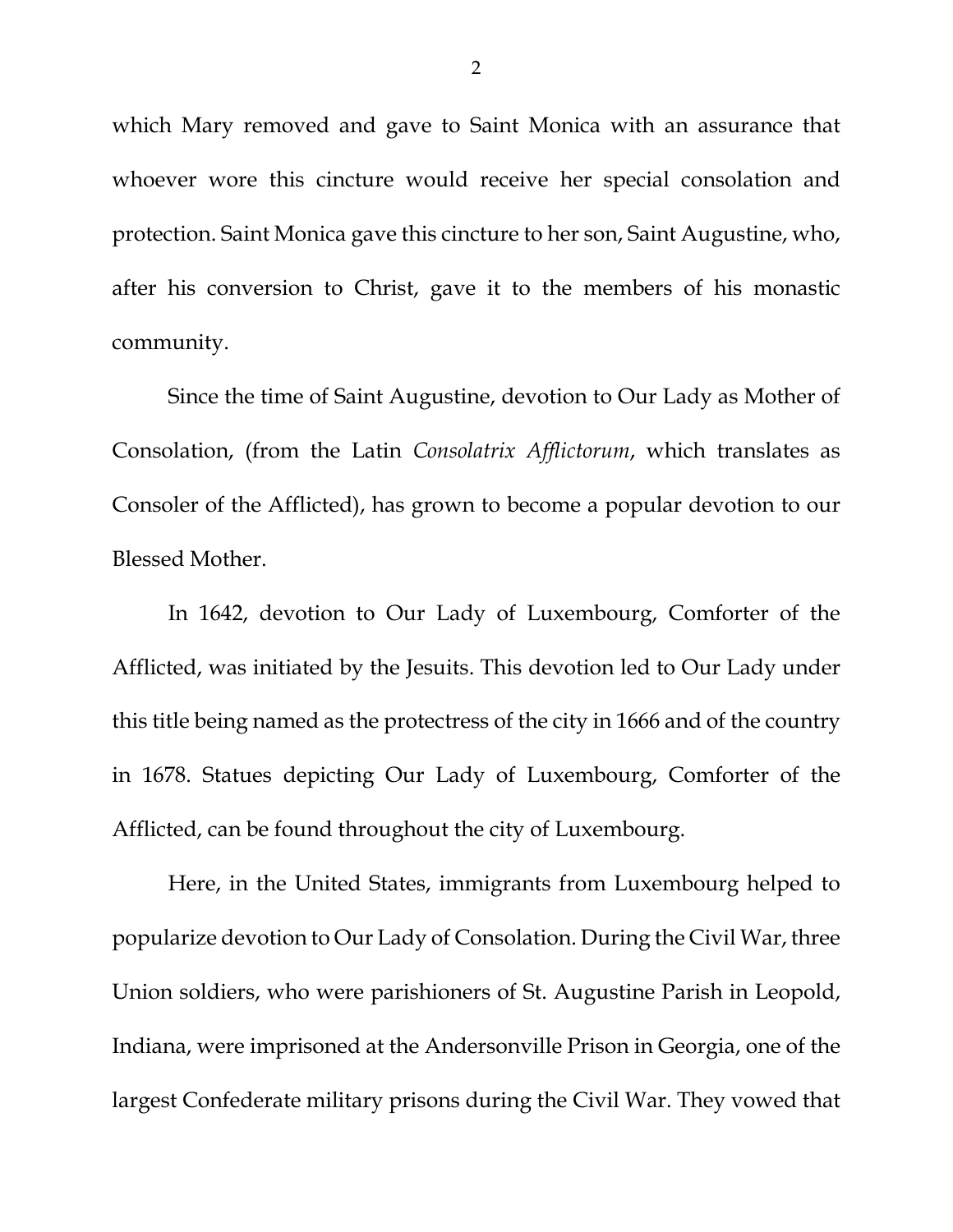which Mary removed and gave to Saint Monica with an assurance that whoever wore this cincture would receive her special consolation and protection. Saint Monica gave this cincture to her son, Saint Augustine, who, after his conversion to Christ, gave it to the members of his monastic community.

Since the time of Saint Augustine, devotion to Our Lady as Mother of Consolation, (from the Latin *Consolatrix Afflictorum*, which translates as Consoler of the Afflicted), has grown to become a popular devotion to our Blessed Mother.

In 1642, devotion to Our Lady of Luxembourg, Comforter of the Afflicted, was initiated by the Jesuits. This devotion led to Our Lady under this title being named as the protectress of the city in 1666 and of the country in 1678. Statues depicting Our Lady of Luxembourg, Comforter of the Afflicted, can be found throughout the city of Luxembourg.

Here, in the United States, immigrants from Luxembourg helped to popularize devotion to Our Lady of Consolation. During the Civil War, three Union soldiers, who were parishioners of St. Augustine Parish in Leopold, Indiana, were imprisoned at the Andersonville Prison in Georgia, one of the largest Confederate military prisons during the Civil War. They vowed that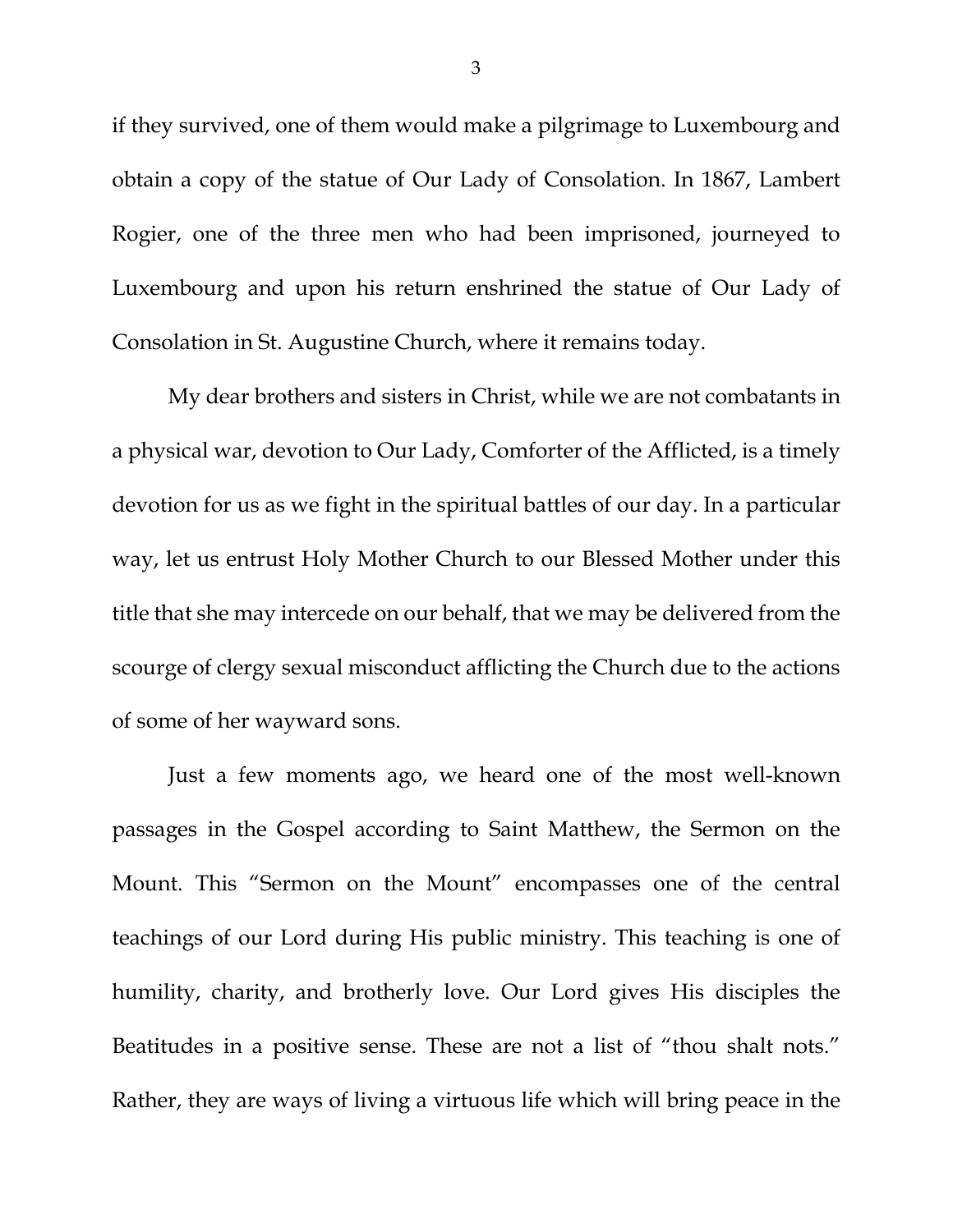if they survived, one of them would make a pilgrimage to Luxembourg and obtain a copy of the statue of Our Lady of Consolation. In 1867, Lambert Rogier, one of the three men who had been imprisoned, journeyed to Luxembourg and upon his return enshrined the statue of Our Lady of Consolation in St. Augustine Church, where it remains today.

My dear brothers and sisters in Christ, while we are not combatants in a physical war, devotion to Our Lady, Comforter of the Afflicted, is a timely devotion for us as we fight in the spiritual battles of our day. In a particular way, let us entrust Holy Mother Church to our Blessed Mother under this title that she may intercede on our behalf, that we may be delivered from the scourge of clergy sexual misconduct afflicting the Church due to the actions of some of her wayward sons.

Just a few moments ago, we heard one of the most well-known passages in the Gospel according to Saint Matthew, the Sermon on the Mount. This "Sermon on the Mount" encompasses one of the central teachings of our Lord during His public ministry. This teaching is one of humility, charity, and brotherly love. Our Lord gives His disciples the Beatitudes in a positive sense. These are not a list of "thou shalt nots." Rather, they are ways of living a virtuous life which will bring peace in the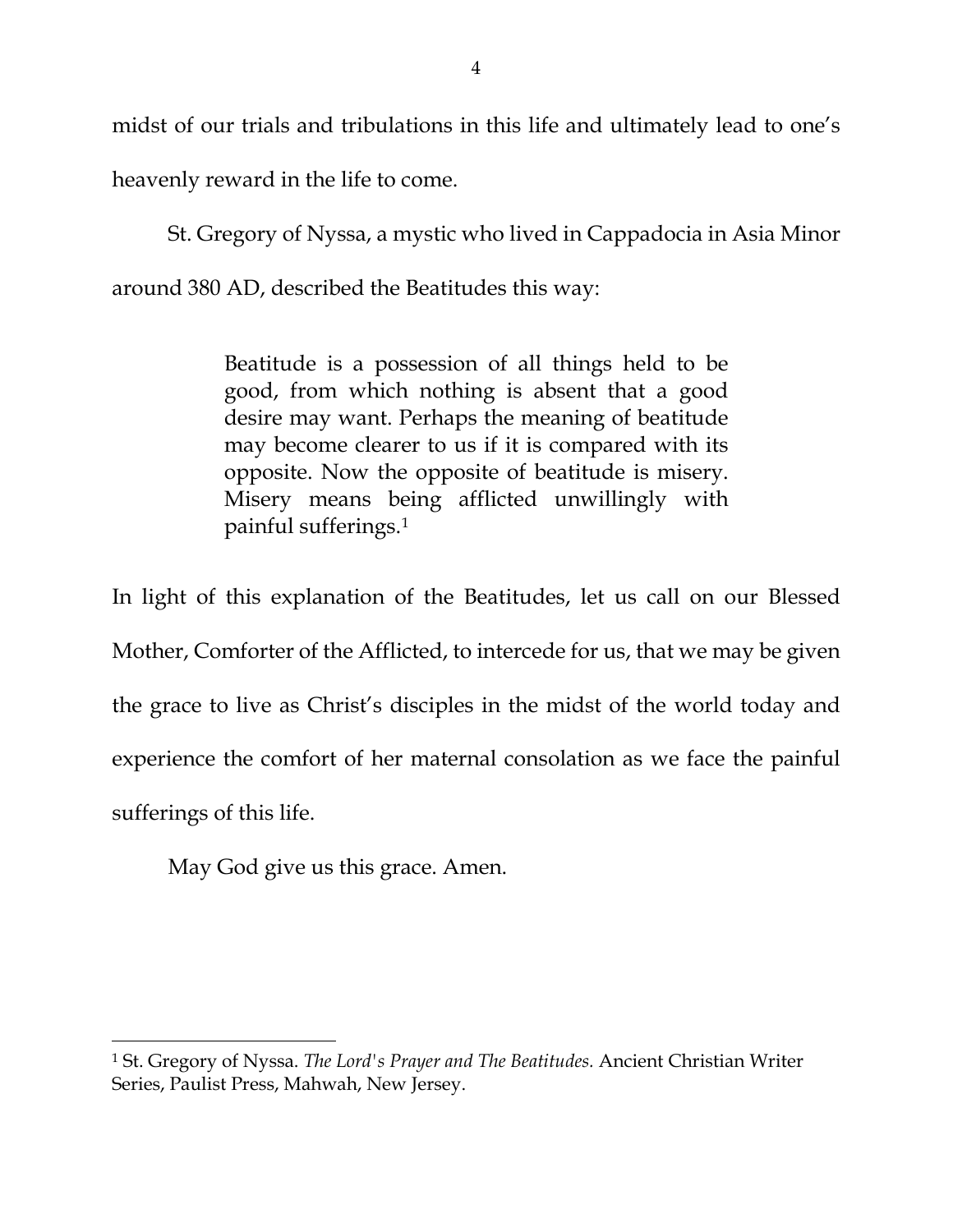midst of our trials and tribulations in this life and ultimately lead to one's heavenly reward in the life to come.

St. Gregory of Nyssa, a mystic who lived in Cappadocia in Asia Minor around 380 AD, described the Beatitudes this way:

> Beatitude is a possession of all things held to be good, from which nothing is absent that a good desire may want. Perhaps the meaning of beatitude may become clearer to us if it is compared with its opposite. Now the opposite of beatitude is misery. Misery means being afflicted unwillingly with painful sufferings.[1]

In light of this explanation of the Beatitudes, let us call on our Blessed Mother, Comforter of the Afflicted, to intercede for us, that we may be given the grace to live as Christ's disciples in the midst of the world today and experience the comfort of her maternal consolation as we face the painful sufferings of this life.

May God give us this grace. Amen.

---

[1] St. Gregory of Nyssa. *The Lord's Prayer and The Beatitudes.* Ancient Christian Writer Series, Paulist Press, Mahwah, New Jersey.